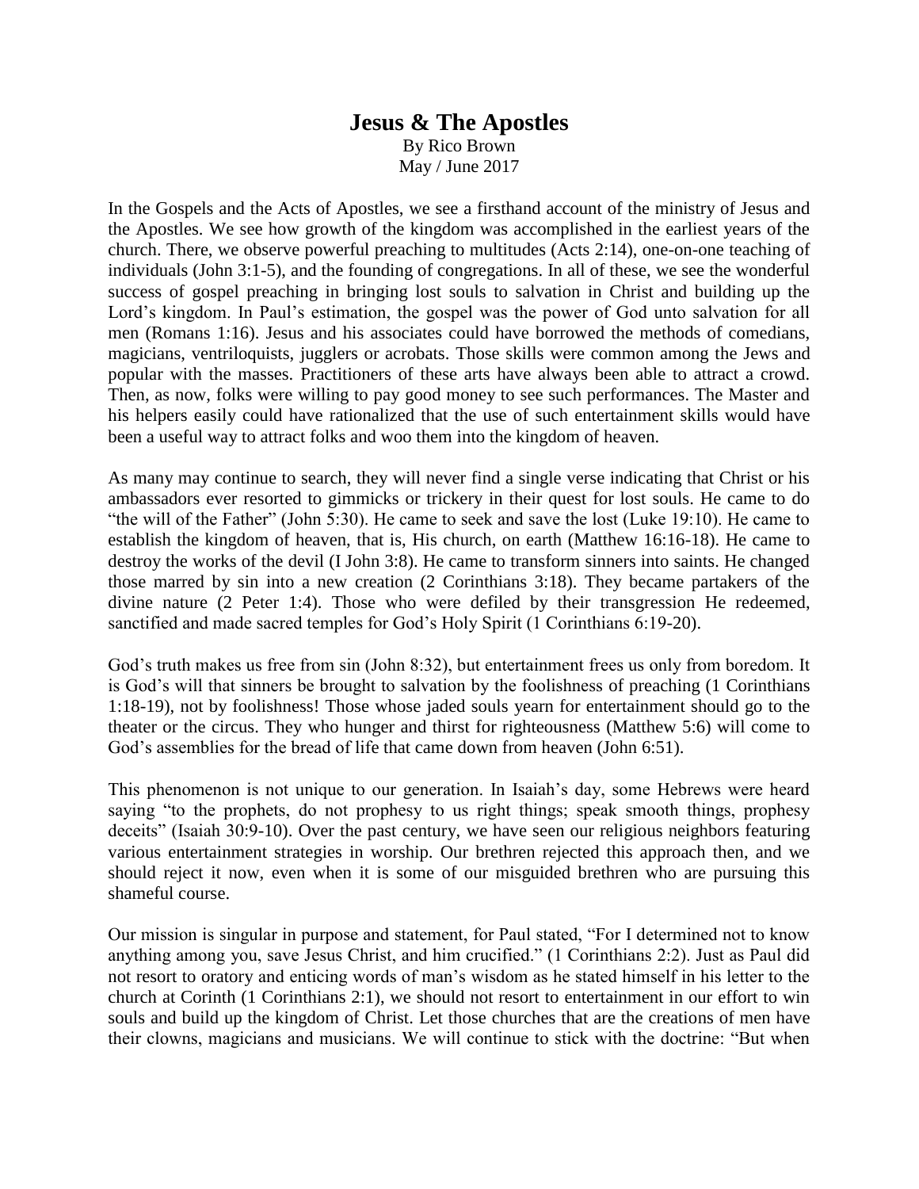# Jesus & The Apostles

By Rico Brown
May / June 2017

In the Gospels and the Acts of Apostles, we see a firsthand account of the ministry of Jesus and the Apostles. We see how growth of the kingdom was accomplished in the earliest years of the church. There, we observe powerful preaching to multitudes (Acts 2:14), one-on-one teaching of individuals (John 3:1-5), and the founding of congregations. In all of these, we see the wonderful success of gospel preaching in bringing lost souls to salvation in Christ and building up the Lord's kingdom. In Paul's estimation, the gospel was the power of God unto salvation for all men (Romans 1:16). Jesus and his associates could have borrowed the methods of comedians, magicians, ventriloquists, jugglers or acrobats. Those skills were common among the Jews and popular with the masses. Practitioners of these arts have always been able to attract a crowd. Then, as now, folks were willing to pay good money to see such performances. The Master and his helpers easily could have rationalized that the use of such entertainment skills would have been a useful way to attract folks and woo them into the kingdom of heaven.

As many may continue to search, they will never find a single verse indicating that Christ or his ambassadors ever resorted to gimmicks or trickery in their quest for lost souls. He came to do "the will of the Father" (John 5:30). He came to seek and save the lost (Luke 19:10). He came to establish the kingdom of heaven, that is, His church, on earth (Matthew 16:16-18). He came to destroy the works of the devil (I John 3:8). He came to transform sinners into saints. He changed those marred by sin into a new creation (2 Corinthians 3:18). They became partakers of the divine nature (2 Peter 1:4). Those who were defiled by their transgression He redeemed, sanctified and made sacred temples for God's Holy Spirit (1 Corinthians 6:19-20).

God's truth makes us free from sin (John 8:32), but entertainment frees us only from boredom. It is God's will that sinners be brought to salvation by the foolishness of preaching (1 Corinthians 1:18-19), not by foolishness! Those whose jaded souls yearn for entertainment should go to the theater or the circus. They who hunger and thirst for righteousness (Matthew 5:6) will come to God's assemblies for the bread of life that came down from heaven (John 6:51).

This phenomenon is not unique to our generation. In Isaiah's day, some Hebrews were heard saying "to the prophets, do not prophesy to us right things; speak smooth things, prophesy deceits" (Isaiah 30:9-10). Over the past century, we have seen our religious neighbors featuring various entertainment strategies in worship. Our brethren rejected this approach then, and we should reject it now, even when it is some of our misguided brethren who are pursuing this shameful course.

Our mission is singular in purpose and statement, for Paul stated, "For I determined not to know anything among you, save Jesus Christ, and him crucified." (1 Corinthians 2:2). Just as Paul did not resort to oratory and enticing words of man's wisdom as he stated himself in his letter to the church at Corinth (1 Corinthians 2:1), we should not resort to entertainment in our effort to win souls and build up the kingdom of Christ. Let those churches that are the creations of men have their clowns, magicians and musicians. We will continue to stick with the doctrine: "But when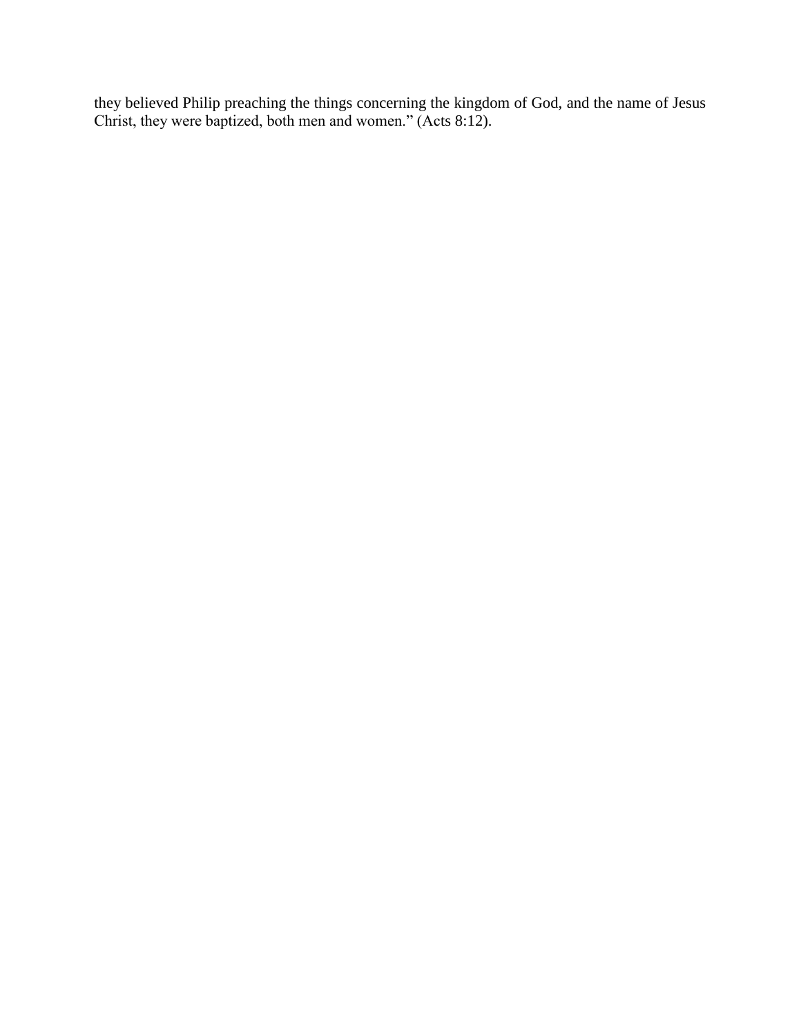they believed Philip preaching the things concerning the kingdom of God, and the name of Jesus Christ, they were baptized, both men and women." (Acts 8:12).